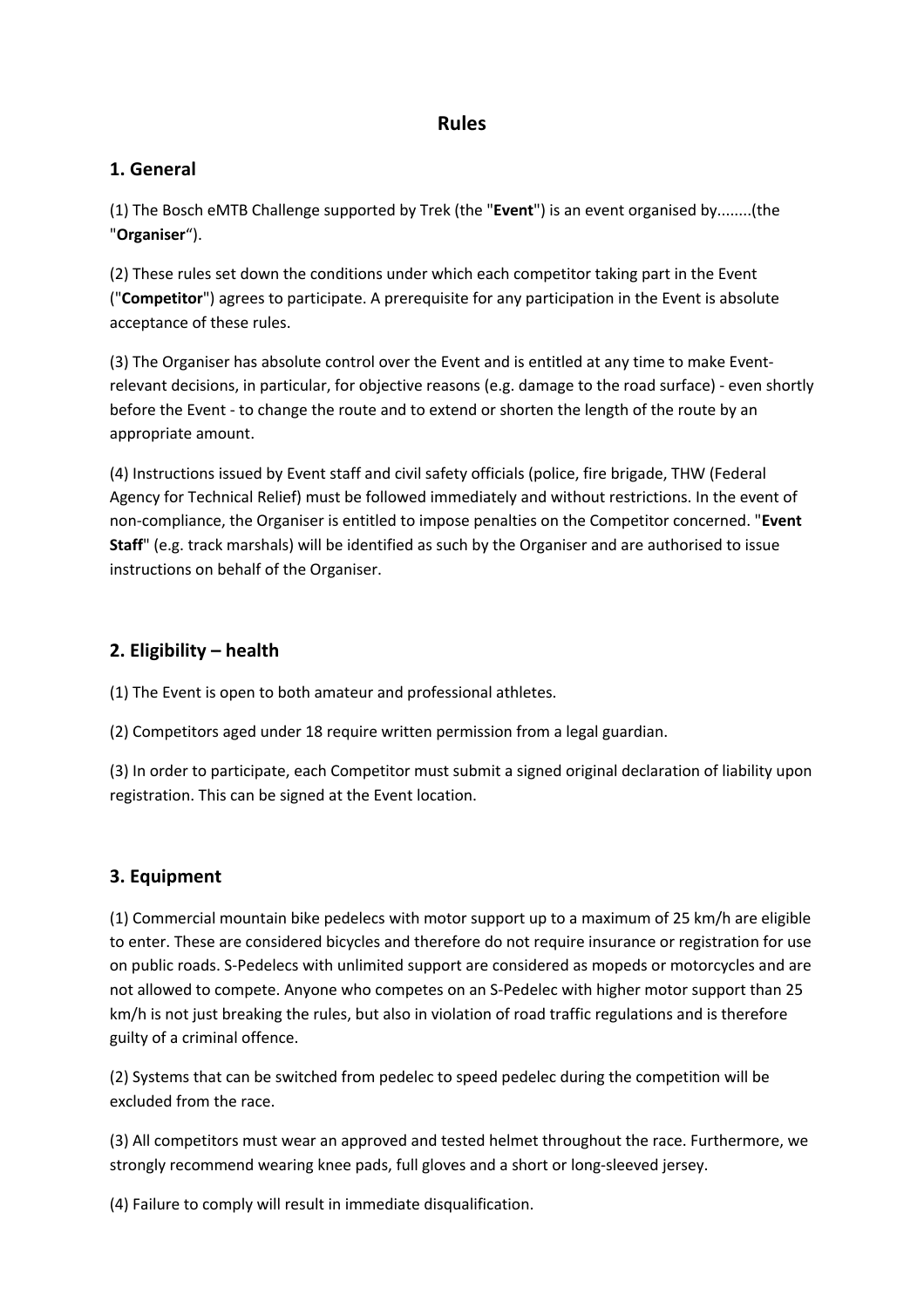# Rules

## 1. General

(1) The Bosch eMTB Challenge supported by Trek (the "**Event**") is an event organised by........(the "**Organiser**").

(2) These rules set down the conditions under which each competitor taking part in the Event ("**Competitor**") agrees to participate. A prerequisite for any participation in the Event is absolute acceptance of these rules.

(3) The Organiser has absolute control over the Event and is entitled at any time to make Event-relevant decisions, in particular, for objective reasons (e.g. damage to the road surface) - even shortly before the Event - to change the route and to extend or shorten the length of the route by an appropriate amount.

(4) Instructions issued by Event staff and civil safety officials (police, fire brigade, THW (Federal Agency for Technical Relief) must be followed immediately and without restrictions. In the event of non-compliance, the Organiser is entitled to impose penalties on the Competitor concerned. "**Event Staff**" (e.g. track marshals) will be identified as such by the Organiser and are authorised to issue instructions on behalf of the Organiser.

## 2. Eligibility – health

(1) The Event is open to both amateur and professional athletes.

(2) Competitors aged under 18 require written permission from a legal guardian.

(3) In order to participate, each Competitor must submit a signed original declaration of liability upon registration. This can be signed at the Event location.

## 3. Equipment

(1) Commercial mountain bike pedelecs with motor support up to a maximum of 25 km/h are eligible to enter. These are considered bicycles and therefore do not require insurance or registration for use on public roads. S-Pedelecs with unlimited support are considered as mopeds or motorcycles and are not allowed to compete. Anyone who competes on an S-Pedelec with higher motor support than 25 km/h is not just breaking the rules, but also in violation of road traffic regulations and is therefore guilty of a criminal offence.

(2) Systems that can be switched from pedelec to speed pedelec during the competition will be excluded from the race.

(3) All competitors must wear an approved and tested helmet throughout the race. Furthermore, we strongly recommend wearing knee pads, full gloves and a short or long-sleeved jersey.

(4) Failure to comply will result in immediate disqualification.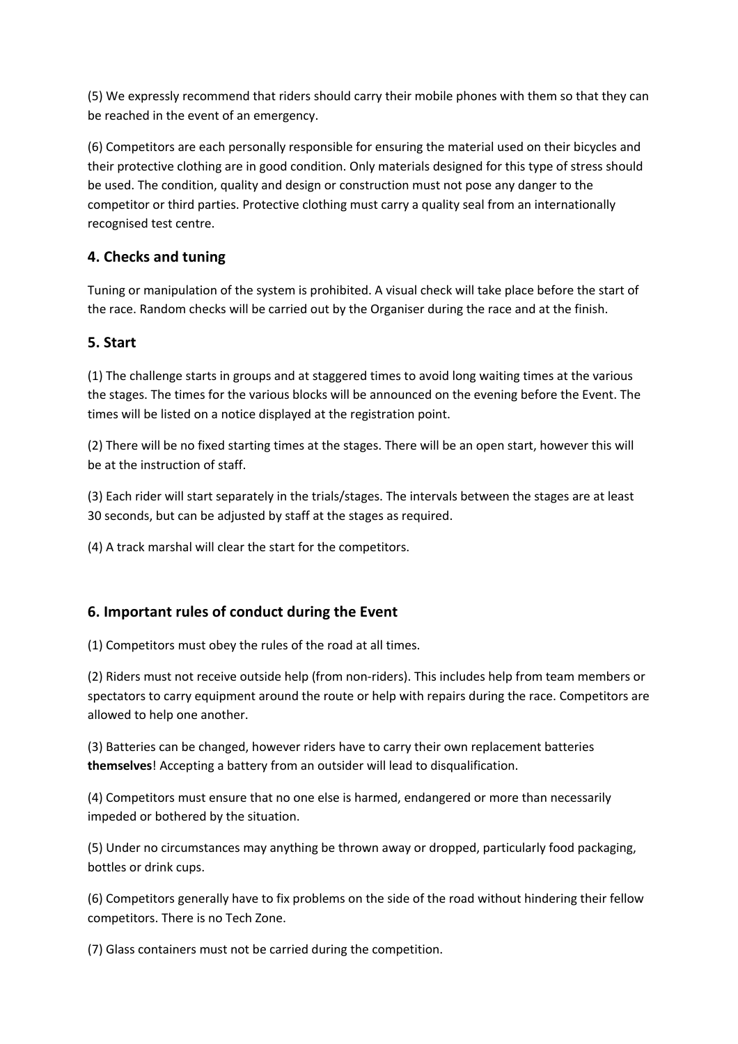(5) We expressly recommend that riders should carry their mobile phones with them so that they can be reached in the event of an emergency.

(6) Competitors are each personally responsible for ensuring the material used on their bicycles and their protective clothing are in good condition. Only materials designed for this type of stress should be used. The condition, quality and design or construction must not pose any danger to the competitor or third parties. Protective clothing must carry a quality seal from an internationally recognised test centre.

## 4. Checks and tuning

Tuning or manipulation of the system is prohibited. A visual check will take place before the start of the race. Random checks will be carried out by the Organiser during the race and at the finish.

## 5. Start

(1) The challenge starts in groups and at staggered times to avoid long waiting times at the various the stages. The times for the various blocks will be announced on the evening before the Event. The times will be listed on a notice displayed at the registration point.

(2) There will be no fixed starting times at the stages. There will be an open start, however this will be at the instruction of staff.

(3) Each rider will start separately in the trials/stages. The intervals between the stages are at least 30 seconds, but can be adjusted by staff at the stages as required.

(4) A track marshal will clear the start for the competitors.

## 6. Important rules of conduct during the Event

(1) Competitors must obey the rules of the road at all times.

(2) Riders must not receive outside help (from non-riders). This includes help from team members or spectators to carry equipment around the route or help with repairs during the race. Competitors are allowed to help one another.

(3) Batteries can be changed, however riders have to carry their own replacement batteries **themselves**! Accepting a battery from an outsider will lead to disqualification.

(4) Competitors must ensure that no one else is harmed, endangered or more than necessarily impeded or bothered by the situation.

(5) Under no circumstances may anything be thrown away or dropped, particularly food packaging, bottles or drink cups.

(6) Competitors generally have to fix problems on the side of the road without hindering their fellow competitors. There is no Tech Zone.

(7) Glass containers must not be carried during the competition.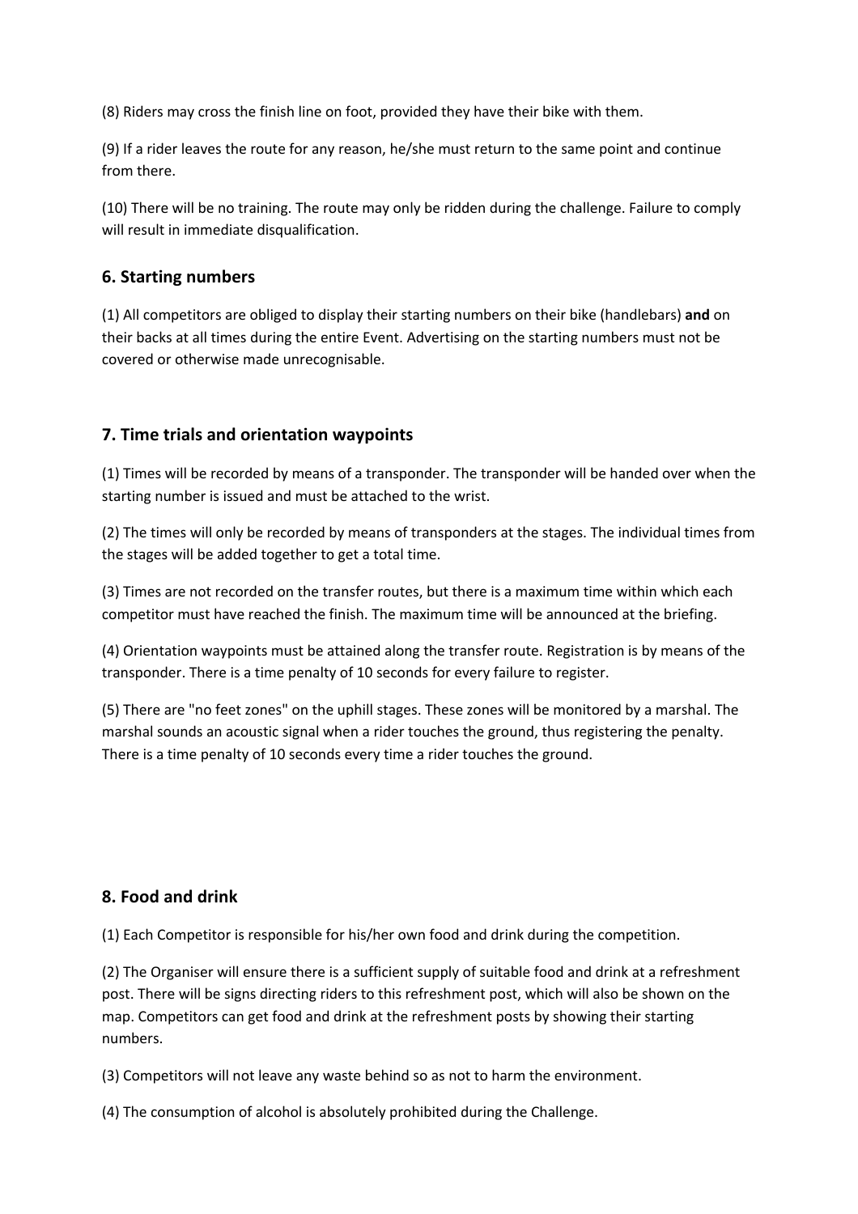(8) Riders may cross the finish line on foot, provided they have their bike with them.

(9) If a rider leaves the route for any reason, he/she must return to the same point and continue from there.

(10) There will be no training. The route may only be ridden during the challenge. Failure to comply will result in immediate disqualification.

## 6. Starting numbers

(1) All competitors are obliged to display their starting numbers on their bike (handlebars) **and** on their backs at all times during the entire Event. Advertising on the starting numbers must not be covered or otherwise made unrecognisable.

## 7. Time trials and orientation waypoints

(1) Times will be recorded by means of a transponder. The transponder will be handed over when the starting number is issued and must be attached to the wrist.

(2) The times will only be recorded by means of transponders at the stages. The individual times from the stages will be added together to get a total time.

(3) Times are not recorded on the transfer routes, but there is a maximum time within which each competitor must have reached the finish. The maximum time will be announced at the briefing.

(4) Orientation waypoints must be attained along the transfer route. Registration is by means of the transponder. There is a time penalty of 10 seconds for every failure to register.

(5) There are "no feet zones" on the uphill stages. These zones will be monitored by a marshal. The marshal sounds an acoustic signal when a rider touches the ground, thus registering the penalty. There is a time penalty of 10 seconds every time a rider touches the ground.

## 8. Food and drink

(1) Each Competitor is responsible for his/her own food and drink during the competition.

(2) The Organiser will ensure there is a sufficient supply of suitable food and drink at a refreshment post. There will be signs directing riders to this refreshment post, which will also be shown on the map. Competitors can get food and drink at the refreshment posts by showing their starting numbers.

(3) Competitors will not leave any waste behind so as not to harm the environment.

(4) The consumption of alcohol is absolutely prohibited during the Challenge.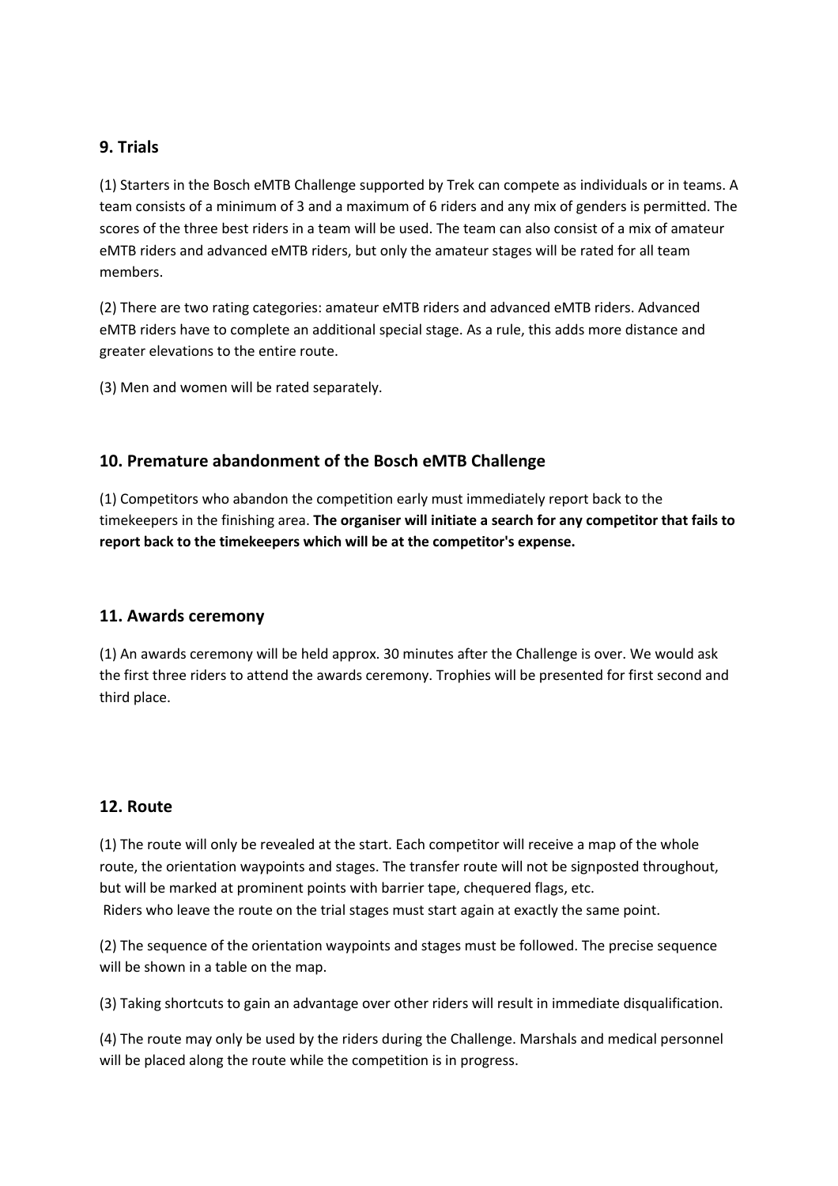## 9. Trials

(1) Starters in the Bosch eMTB Challenge supported by Trek can compete as individuals or in teams. A team consists of a minimum of 3 and a maximum of 6 riders and any mix of genders is permitted. The scores of the three best riders in a team will be used. The team can also consist of a mix of amateur eMTB riders and advanced eMTB riders, but only the amateur stages will be rated for all team members.

(2) There are two rating categories: amateur eMTB riders and advanced eMTB riders. Advanced eMTB riders have to complete an additional special stage. As a rule, this adds more distance and greater elevations to the entire route.

(3) Men and women will be rated separately.

## 10. Premature abandonment of the Bosch eMTB Challenge

(1) Competitors who abandon the competition early must immediately report back to the timekeepers in the finishing area. **The organiser will initiate a search for any competitor that fails to report back to the timekeepers which will be at the competitor's expense.**

## 11. Awards ceremony

(1) An awards ceremony will be held approx. 30 minutes after the Challenge is over. We would ask the first three riders to attend the awards ceremony. Trophies will be presented for first second and third place.

## 12. Route

(1) The route will only be revealed at the start. Each competitor will receive a map of the whole route, the orientation waypoints and stages. The transfer route will not be signposted throughout, but will be marked at prominent points with barrier tape, chequered flags, etc.
Riders who leave the route on the trial stages must start again at exactly the same point.

(2) The sequence of the orientation waypoints and stages must be followed. The precise sequence will be shown in a table on the map.

(3) Taking shortcuts to gain an advantage over other riders will result in immediate disqualification.

(4) The route may only be used by the riders during the Challenge. Marshals and medical personnel will be placed along the route while the competition is in progress.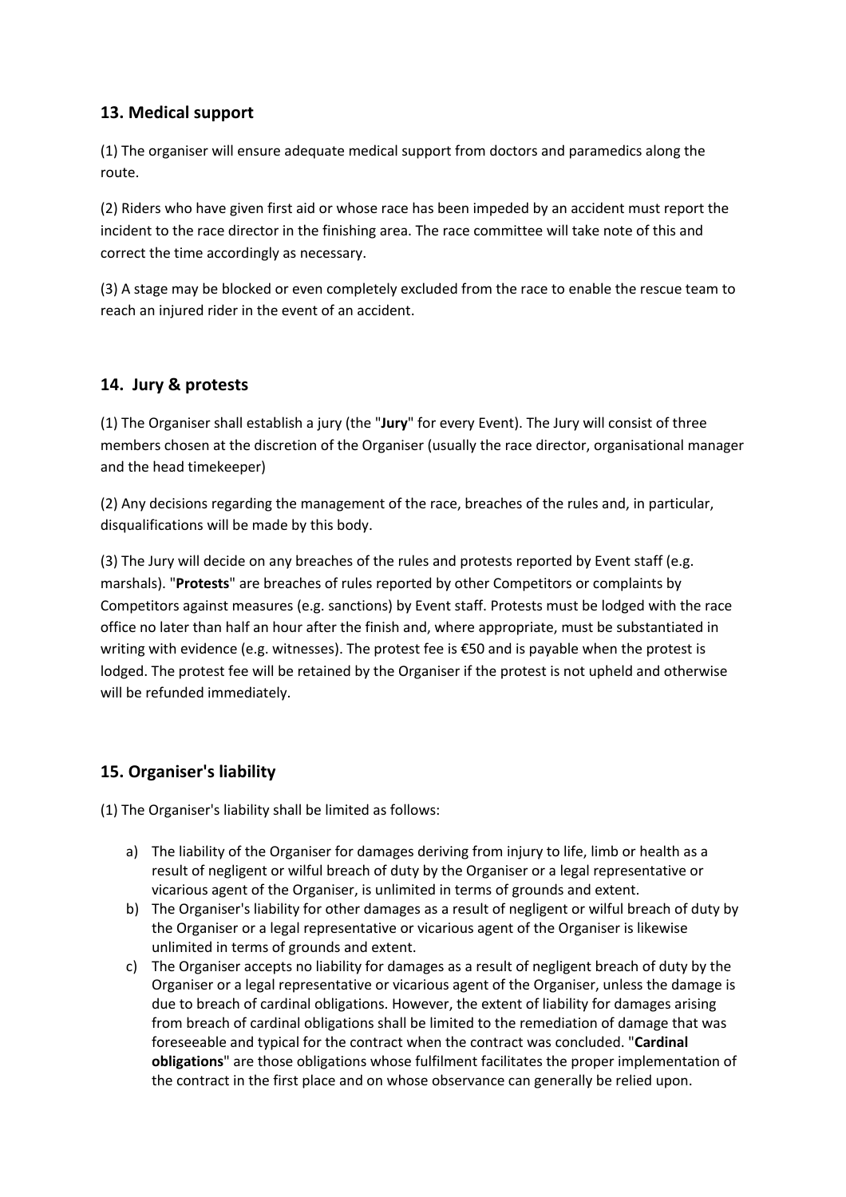## 13. Medical support

(1) The organiser will ensure adequate medical support from doctors and paramedics along the route.

(2) Riders who have given first aid or whose race has been impeded by an accident must report the incident to the race director in the finishing area. The race committee will take note of this and correct the time accordingly as necessary.

(3) A stage may be blocked or even completely excluded from the race to enable the rescue team to reach an injured rider in the event of an accident.

## 14. Jury & protests

(1) The Organiser shall establish a jury (the "**Jury**" for every Event). The Jury will consist of three members chosen at the discretion of the Organiser (usually the race director, organisational manager and the head timekeeper)

(2) Any decisions regarding the management of the race, breaches of the rules and, in particular, disqualifications will be made by this body.

(3) The Jury will decide on any breaches of the rules and protests reported by Event staff (e.g. marshals). "**Protests**" are breaches of rules reported by other Competitors or complaints by Competitors against measures (e.g. sanctions) by Event staff. Protests must be lodged with the race office no later than half an hour after the finish and, where appropriate, must be substantiated in writing with evidence (e.g. witnesses). The protest fee is €50 and is payable when the protest is lodged. The protest fee will be retained by the Organiser if the protest is not upheld and otherwise will be refunded immediately.

## 15. Organiser's liability

(1) The Organiser's liability shall be limited as follows:

a) The liability of the Organiser for damages deriving from injury to life, limb or health as a result of negligent or wilful breach of duty by the Organiser or a legal representative or vicarious agent of the Organiser, is unlimited in terms of grounds and extent.

b) The Organiser's liability for other damages as a result of negligent or wilful breach of duty by the Organiser or a legal representative or vicarious agent of the Organiser is likewise unlimited in terms of grounds and extent.

c) The Organiser accepts no liability for damages as a result of negligent breach of duty by the Organiser or a legal representative or vicarious agent of the Organiser, unless the damage is due to breach of cardinal obligations. However, the extent of liability for damages arising from breach of cardinal obligations shall be limited to the remediation of damage that was foreseeable and typical for the contract when the contract was concluded. "**Cardinal obligations**" are those obligations whose fulfilment facilitates the proper implementation of the contract in the first place and on whose observance can generally be relied upon.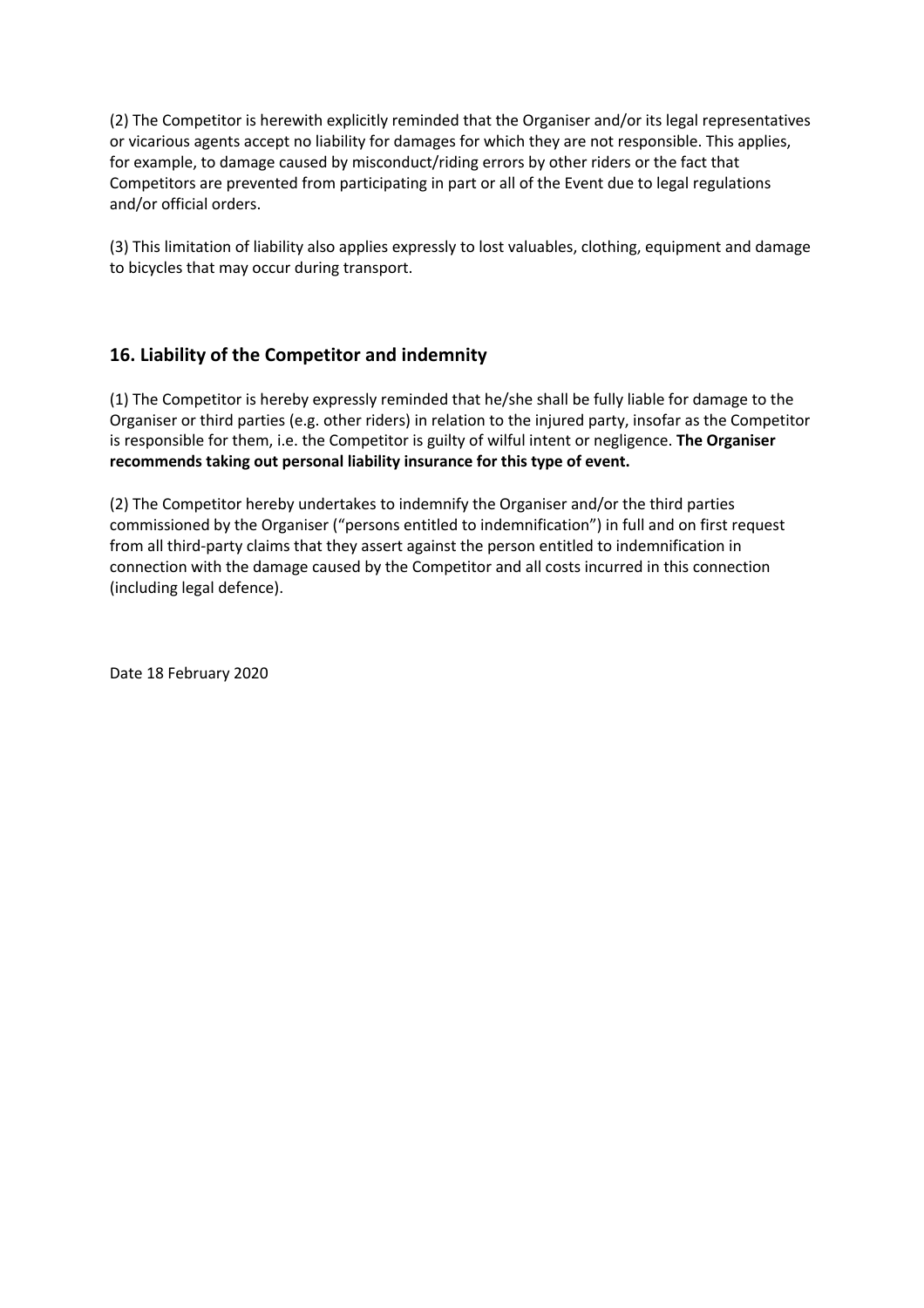(2) The Competitor is herewith explicitly reminded that the Organiser and/or its legal representatives or vicarious agents accept no liability for damages for which they are not responsible. This applies, for example, to damage caused by misconduct/riding errors by other riders or the fact that Competitors are prevented from participating in part or all of the Event due to legal regulations and/or official orders.

(3) This limitation of liability also applies expressly to lost valuables, clothing, equipment and damage to bicycles that may occur during transport.

## 16. Liability of the Competitor and indemnity

(1) The Competitor is hereby expressly reminded that he/she shall be fully liable for damage to the Organiser or third parties (e.g. other riders) in relation to the injured party, insofar as the Competitor is responsible for them, i.e. the Competitor is guilty of wilful intent or negligence. **The Organiser recommends taking out personal liability insurance for this type of event.**

(2) The Competitor hereby undertakes to indemnify the Organiser and/or the third parties commissioned by the Organiser ("persons entitled to indemnification") in full and on first request from all third-party claims that they assert against the person entitled to indemnification in connection with the damage caused by the Competitor and all costs incurred in this connection (including legal defence).

Date 18 February 2020